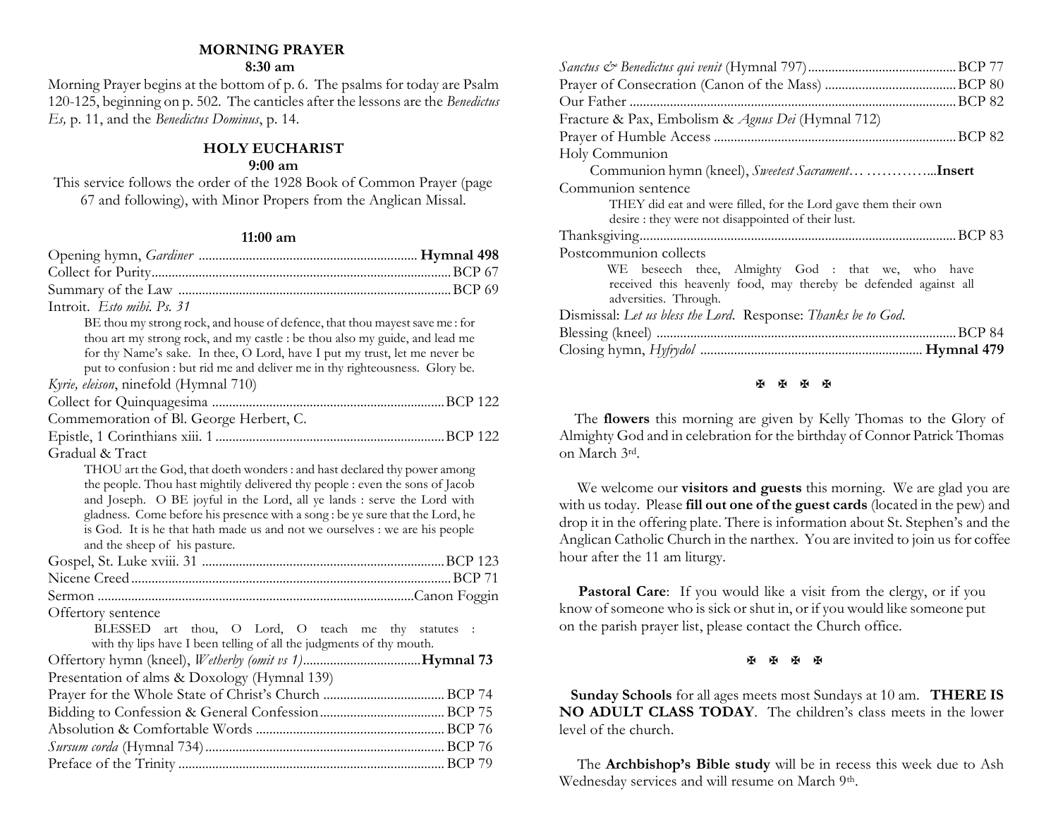## MORNING PRAYER

**8:30 am**

Morning Prayer begins at the bottom of p. 6. The psalms for today are Psalm 120-125, beginning on p. 502. The canticles after the lessons are the *Benedictus Es,* p. 11, and the *Benedictus Dominus*, p. 14.

## HOLY EUCHARIST

**9:00 am**

This service follows the order of the 1928 Book of Common Prayer (page 67 and following), with Minor Propers from the Anglican Missal.

**11:00 am**

Opening hymn, *Gardiner* ................................................................ **Hymnal 498**

Collect for Purity ........................................................................ BCP 67

Summary of the Law ................................................................. BCP 69

Introit. *Esto mihi. Ps. 31*

> BE thou my strong rock, and house of defence, that thou mayest save me : for thou art my strong rock, and my castle : be thou also my guide, and lead me for thy Name's sake. In thee, O Lord, have I put my trust, let me never be put to confusion : but rid me and deliver me in thy righteousness. Glory be.

*Kyrie, eleison*, ninefold (Hymnal 710)

Collect for Quinquagesima ..................................................... BCP 122

Commemoration of Bl. George Herbert, C.

Epistle, 1 Corinthians xiii. 1 .................................................... BCP 122

Gradual & Tract

> THOU art the God, that doeth wonders : and hast declared thy power among the people. Thou hast mightily delivered thy people : even the sons of Jacob and Joseph. O BE joyful in the Lord, all ye lands : serve the Lord with gladness. Come before his presence with a song : be ye sure that the Lord, he is God. It is he that hath made us and not we ourselves : we are his people and the sheep of his pasture.

Gospel, St. Luke xviii. 31 ....................................................... BCP 123

Nicene Creed .............................................................................. BCP 71

Sermon ........................................................................... Canon Foggin

Offertory sentence

> BLESSED art thou, O Lord, O teach me thy statutes : with thy lips have I been telling of all the judgments of thy mouth.

Offertory hymn (kneel), *Wetherby (omit vs 1)* ................................... **Hymnal 73**

Presentation of alms & Doxology (Hymnal 139)

Prayer for the Whole State of Christ's Church ..................................... BCP 74

Bidding to Confession & General Confession ..................................... BCP 75

Absolution & Comfortable Words ........................................................ BCP 76

*Sursum corda* (Hymnal 734) ............................................................... BCP 76

Preface of the Trinity .............................................................................. BCP 79

*Sanctus & Benedictus qui venit* (Hymnal 797) ........................................ BCP 77

Prayer of Consecration (Canon of the Mass) ....................................... BCP 80

Our Father ................................................................................................ BCP 82

Fracture & Pax, Embolism & *Agnus Dei* (Hymnal 712)

Prayer of Humble Access ........................................................................ BCP 82

Holy Communion

> Communion hymn (kneel), *Sweetest Sacrament*… …………...**Insert**

Communion sentence

> THEY did eat and were filled, for the Lord gave them their own desire : they were not disappointed of their lust.

Thanksgiving .............................................................................................. BCP 83

Postcommunion collects

> WE beseech thee, Almighty God : that we, who have received this heavenly food, may thereby be defended against all adversities. Through.

Dismissal: *Let us bless the Lord*. Response: *Thanks be to God*.

Blessing (kneel) ......................................................................................... BCP 84

Closing hymn, *Hyfrydol* ................................................................ **Hymnal 479**

✠ ✠ ✠ ✠

The **flowers** this morning are given by Kelly Thomas to the Glory of Almighty God and in celebration for the birthday of Connor Patrick Thomas on March 3rd.

We welcome our **visitors and guests** this morning. We are glad you are with us today. Please **fill out one of the guest cards** (located in the pew) and drop it in the offering plate. There is information about St. Stephen's and the Anglican Catholic Church in the narthex. You are invited to join us for coffee hour after the 11 am liturgy.

**Pastoral Care**: If you would like a visit from the clergy, or if you know of someone who is sick or shut in, or if you would like someone put on the parish prayer list, please contact the Church office.

✠ ✠ ✠ ✠

**Sunday Schools** for all ages meets most Sundays at 10 am. **THERE IS NO ADULT CLASS TODAY**. The children's class meets in the lower level of the church.

The **Archbishop's Bible study** will be in recess this week due to Ash Wednesday services and will resume on March 9th.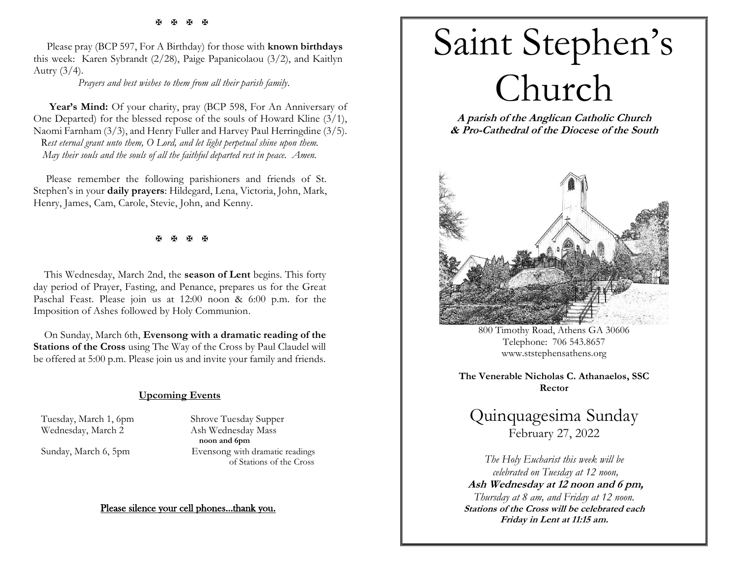✠ ✠ ✠ ✠

Please pray (BCP 597, For A Birthday) for those with **known birthdays** this week: Karen Sybrandt (2/28), Paige Papanicolaou (3/2), and Kaitlyn Autry (3/4).

*Prayers and best wishes to them from all their parish family.*

**Year's Mind:** Of your charity, pray (BCP 598, For An Anniversary of One Departed) for the blessed repose of the souls of Howard Kline (3/1), Naomi Farnham (3/3), and Henry Fuller and Harvey Paul Herringdine (3/5).

*Rest eternal grant unto them, O Lord, and let light perpetual shine upon them. May their souls and the souls of all the faithful departed rest in peace. Amen.*

Please remember the following parishioners and friends of St. Stephen's in your **daily prayers**: Hildegard, Lena, Victoria, John, Mark, Henry, James, Cam, Carole, Stevie, John, and Kenny.

✠ ✠ ✠ ✠

This Wednesday, March 2nd, the **season of Lent** begins. This forty day period of Prayer, Fasting, and Penance, prepares us for the Great Paschal Feast. Please join us at 12:00 noon & 6:00 p.m. for the Imposition of Ashes followed by Holy Communion.

On Sunday, March 6th, **Evensong with a dramatic reading of the Stations of the Cross** using The Way of the Cross by Paul Claudel will be offered at 5:00 p.m. Please join us and invite your family and friends.

**Upcoming Events**

| | |
|---|---|
| Tuesday, March 1, 6pm | Shrove Tuesday Supper |
| Wednesday, March 2 | Ash Wednesday Mass **noon and 6pm** |
| Sunday, March 6, 5pm | Evensong with dramatic readings of Stations of the Cross |

Please silence your cell phones...thank you.

# Saint Stephen's Church

***A parish of the Anglican Catholic Church & Pro-Cathedral of the Diocese of the South***

800 Timothy Road, Athens GA 30606
Telephone: 706 543.8657
www.ststephensathens.org

**The Venerable Nicholas C. Athanaelos, SSC**
**Rector**

## Quinquagesima Sunday
February 27, 2022

*The Holy Eucharist this week will be celebrated on Tuesday at 12 noon,*
***Ash Wednesday at 12 noon and 6 pm,***
*Thursday at 8 am, and Friday at 12 noon.*
***Stations of the Cross will be celebrated each Friday in Lent at 11:15 am.***